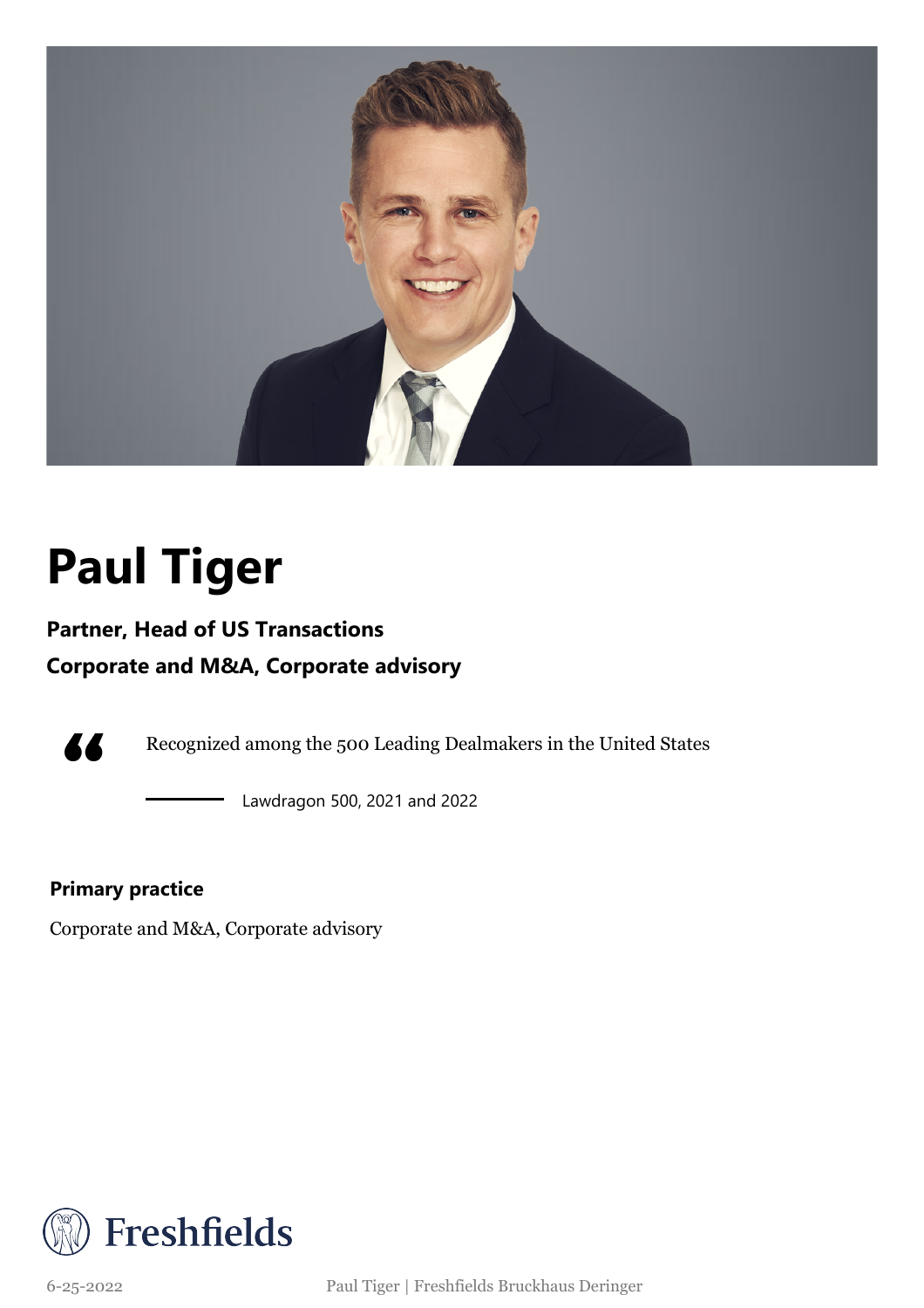# Paul Tiger

**Partner, Head of US Transactions**

**Corporate and M&A, Corporate advisory**

> Recognized among the 500 Leading Dealmakers in the United States
>
> — Lawdragon 500, 2021 and 2022

**Primary practice**

Corporate and M&A, Corporate advisory

Freshfields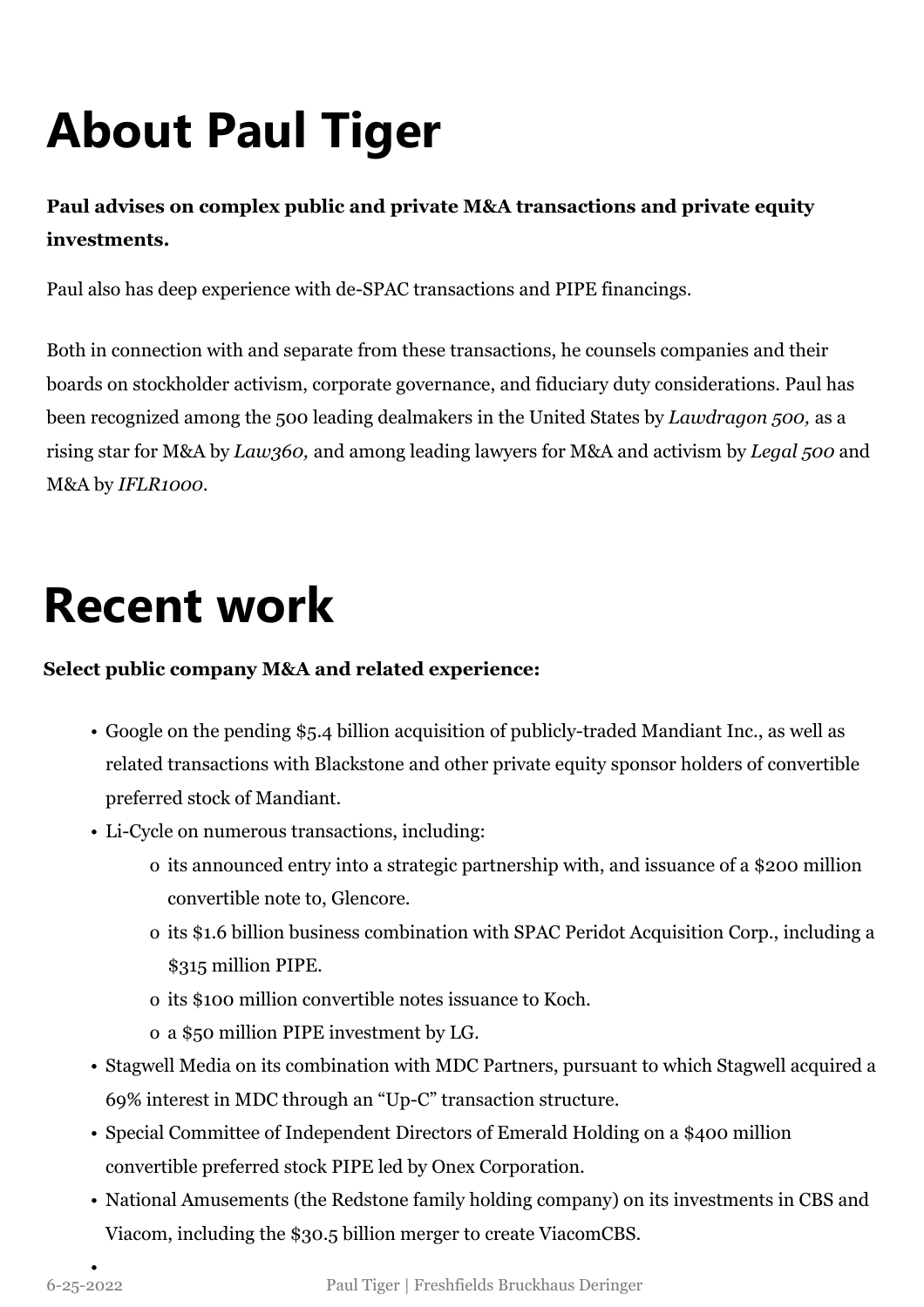# About Paul Tiger

**Paul advises on complex public and private M&A transactions and private equity investments.**

Paul also has deep experience with de-SPAC transactions and PIPE financings.

Both in connection with and separate from these transactions, he counsels companies and their boards on stockholder activism, corporate governance, and fiduciary duty considerations. Paul has been recognized among the 500 leading dealmakers in the United States by *Lawdragon 500,* as a rising star for M&A by *Law360,* and among leading lawyers for M&A and activism by *Legal 500* and M&A by *IFLR1000*.

# Recent work

**Select public company M&A and related experience:**

- Google on the pending $5.4 billion acquisition of publicly-traded Mandiant Inc., as well as related transactions with Blackstone and other private equity sponsor holders of convertible preferred stock of Mandiant.
- Li-Cycle on numerous transactions, including:
  - its announced entry into a strategic partnership with, and issuance of a $200 million convertible note to, Glencore.
  - its $1.6 billion business combination with SPAC Peridot Acquisition Corp., including a $315 million PIPE.
  - its $100 million convertible notes issuance to Koch.
  - a $50 million PIPE investment by LG.
- Stagwell Media on its combination with MDC Partners, pursuant to which Stagwell acquired a 69% interest in MDC through an "Up-C" transaction structure.
- Special Committee of Independent Directors of Emerald Holding on a $400 million convertible preferred stock PIPE led by Onex Corporation.
- National Amusements (the Redstone family holding company) on its investments in CBS and Viacom, including the $30.5 billion merger to create ViacomCBS.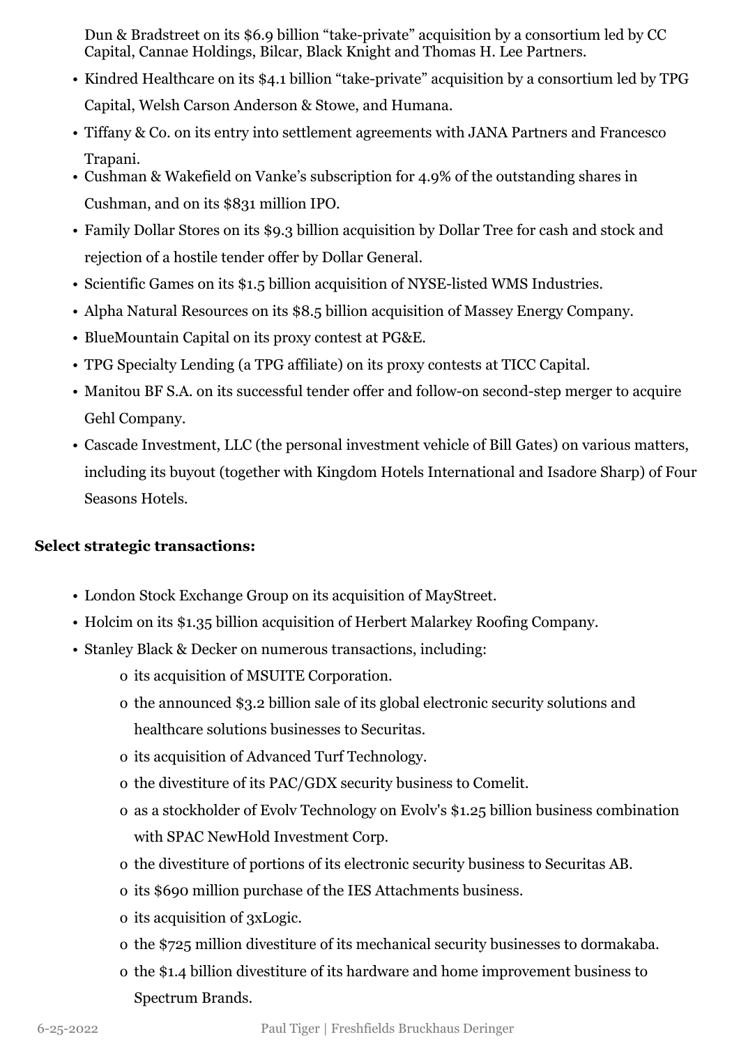- Dun & Bradstreet on its $6.9 billion “take-private” acquisition by a consortium led by CC Capital, Cannae Holdings, Bilcar, Black Knight and Thomas H. Lee Partners.
- Kindred Healthcare on its $4.1 billion “take-private” acquisition by a consortium led by TPG Capital, Welsh Carson Anderson & Stowe, and Humana.
- Tiffany & Co. on its entry into settlement agreements with JANA Partners and Francesco Trapani.
- Cushman & Wakefield on Vanke’s subscription for 4.9% of the outstanding shares in Cushman, and on its $831 million IPO.
- Family Dollar Stores on its $9.3 billion acquisition by Dollar Tree for cash and stock and rejection of a hostile tender offer by Dollar General.
- Scientific Games on its $1.5 billion acquisition of NYSE-listed WMS Industries.
- Alpha Natural Resources on its $8.5 billion acquisition of Massey Energy Company.
- BlueMountain Capital on its proxy contest at PG&E.
- TPG Specialty Lending (a TPG affiliate) on its proxy contests at TICC Capital.
- Manitou BF S.A. on its successful tender offer and follow-on second-step merger to acquire Gehl Company.
- Cascade Investment, LLC (the personal investment vehicle of Bill Gates) on various matters, including its buyout (together with Kingdom Hotels International and Isadore Sharp) of Four Seasons Hotels.

**Select strategic transactions:**

- London Stock Exchange Group on its acquisition of MayStreet.
- Holcim on its $1.35 billion acquisition of Herbert Malarkey Roofing Company.
- Stanley Black & Decker on numerous transactions, including:
  - its acquisition of MSUITE Corporation.
  - the announced $3.2 billion sale of its global electronic security solutions and healthcare solutions businesses to Securitas.
  - its acquisition of Advanced Turf Technology.
  - the divestiture of its PAC/GDX security business to Comelit.
  - as a stockholder of Evolv Technology on Evolv's $1.25 billion business combination with SPAC NewHold Investment Corp.
  - the divestiture of portions of its electronic security business to Securitas AB.
  - its $690 million purchase of the IES Attachments business.
  - its acquisition of 3xLogic.
  - the $725 million divestiture of its mechanical security businesses to dormakaba.
  - the $1.4 billion divestiture of its hardware and home improvement business to Spectrum Brands.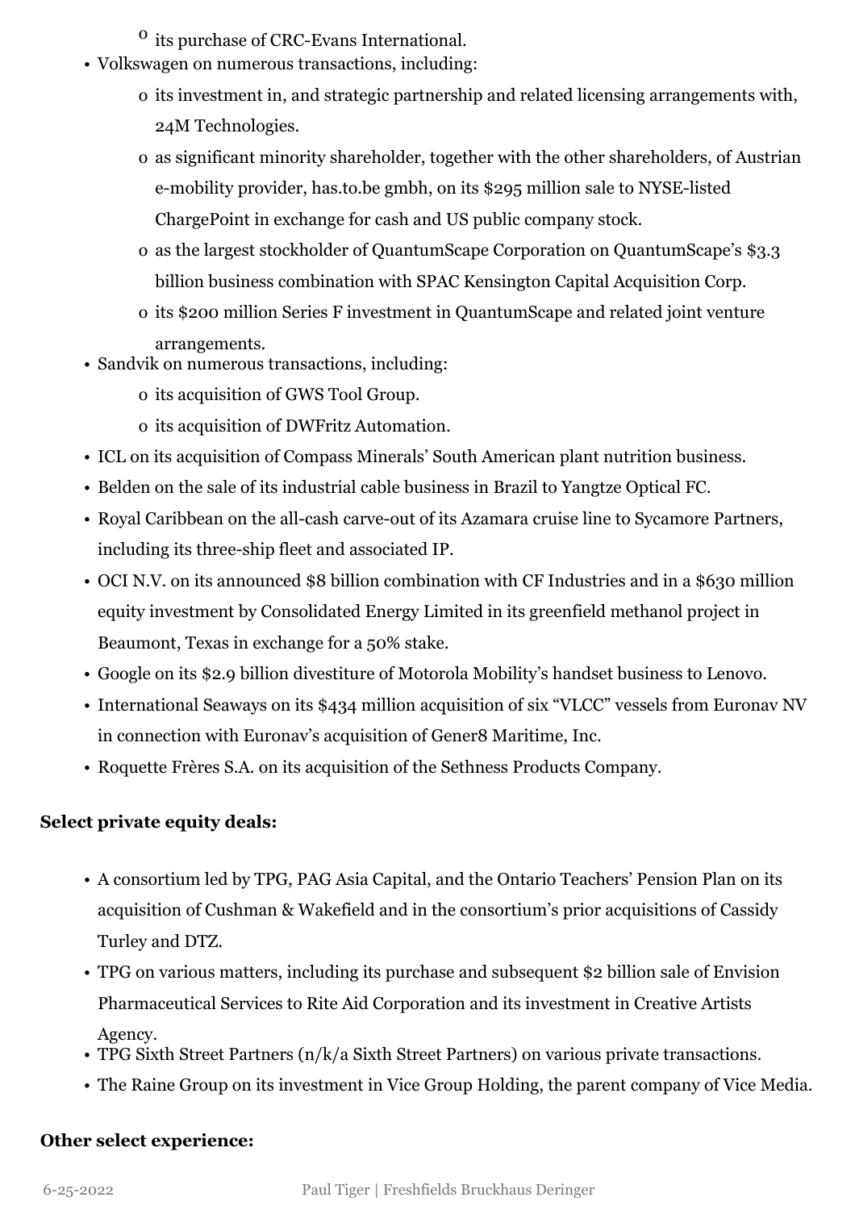- its purchase of CRC-Evans International.
- Volkswagen on numerous transactions, including:
  - its investment in, and strategic partnership and related licensing arrangements with, 24M Technologies.
  - as significant minority shareholder, together with the other shareholders, of Austrian e-mobility provider, has.to.be gmbh, on its $295 million sale to NYSE-listed ChargePoint in exchange for cash and US public company stock.
  - as the largest stockholder of QuantumScape Corporation on QuantumScape's $3.3 billion business combination with SPAC Kensington Capital Acquisition Corp.
  - its $200 million Series F investment in QuantumScape and related joint venture arrangements.
- Sandvik on numerous transactions, including:
  - its acquisition of GWS Tool Group.
  - its acquisition of DWFritz Automation.
- ICL on its acquisition of Compass Minerals' South American plant nutrition business.
- Belden on the sale of its industrial cable business in Brazil to Yangtze Optical FC.
- Royal Caribbean on the all-cash carve-out of its Azamara cruise line to Sycamore Partners, including its three-ship fleet and associated IP.
- OCI N.V. on its announced $8 billion combination with CF Industries and in a $630 million equity investment by Consolidated Energy Limited in its greenfield methanol project in Beaumont, Texas in exchange for a 50% stake.
- Google on its $2.9 billion divestiture of Motorola Mobility's handset business to Lenovo.
- International Seaways on its $434 million acquisition of six "VLCC" vessels from Euronav NV in connection with Euronav's acquisition of Gener8 Maritime, Inc.
- Roquette Frères S.A. on its acquisition of the Sethness Products Company.

**Select private equity deals:**

- A consortium led by TPG, PAG Asia Capital, and the Ontario Teachers' Pension Plan on its acquisition of Cushman & Wakefield and in the consortium's prior acquisitions of Cassidy Turley and DTZ.
- TPG on various matters, including its purchase and subsequent $2 billion sale of Envision Pharmaceutical Services to Rite Aid Corporation and its investment in Creative Artists Agency.
- TPG Sixth Street Partners (n/k/a Sixth Street Partners) on various private transactions.
- The Raine Group on its investment in Vice Group Holding, the parent company of Vice Media.

**Other select experience:**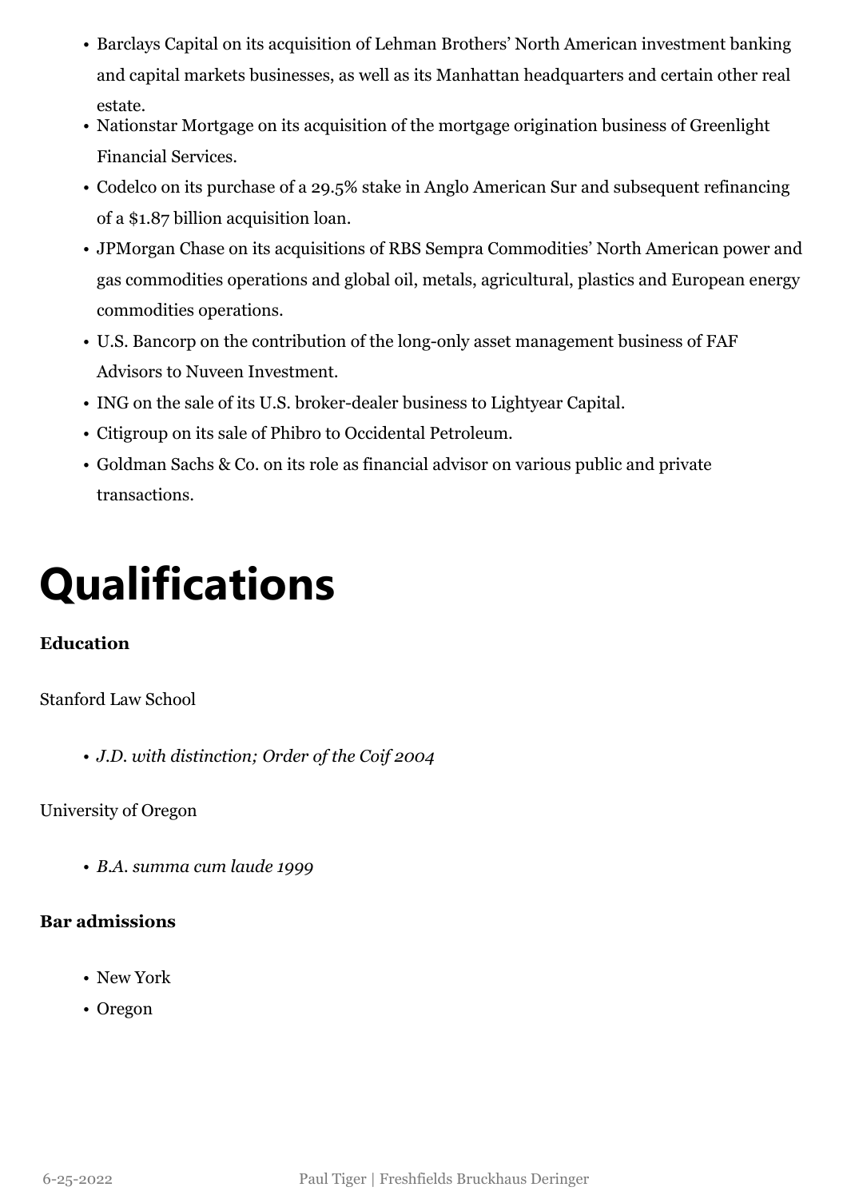- Barclays Capital on its acquisition of Lehman Brothers' North American investment banking and capital markets businesses, as well as its Manhattan headquarters and certain other real estate.
- Nationstar Mortgage on its acquisition of the mortgage origination business of Greenlight Financial Services.
- Codelco on its purchase of a 29.5% stake in Anglo American Sur and subsequent refinancing of a $1.87 billion acquisition loan.
- JPMorgan Chase on its acquisitions of RBS Sempra Commodities' North American power and gas commodities operations and global oil, metals, agricultural, plastics and European energy commodities operations.
- U.S. Bancorp on the contribution of the long-only asset management business of FAF Advisors to Nuveen Investment.
- ING on the sale of its U.S. broker-dealer business to Lightyear Capital.
- Citigroup on its sale of Phibro to Occidental Petroleum.
- Goldman Sachs & Co. on its role as financial advisor on various public and private transactions.

# Qualifications

**Education**

Stanford Law School

- *J.D. with distinction; Order of the Coif 2004*

University of Oregon

- *B.A. summa cum laude 1999*

**Bar admissions**

- New York
- Oregon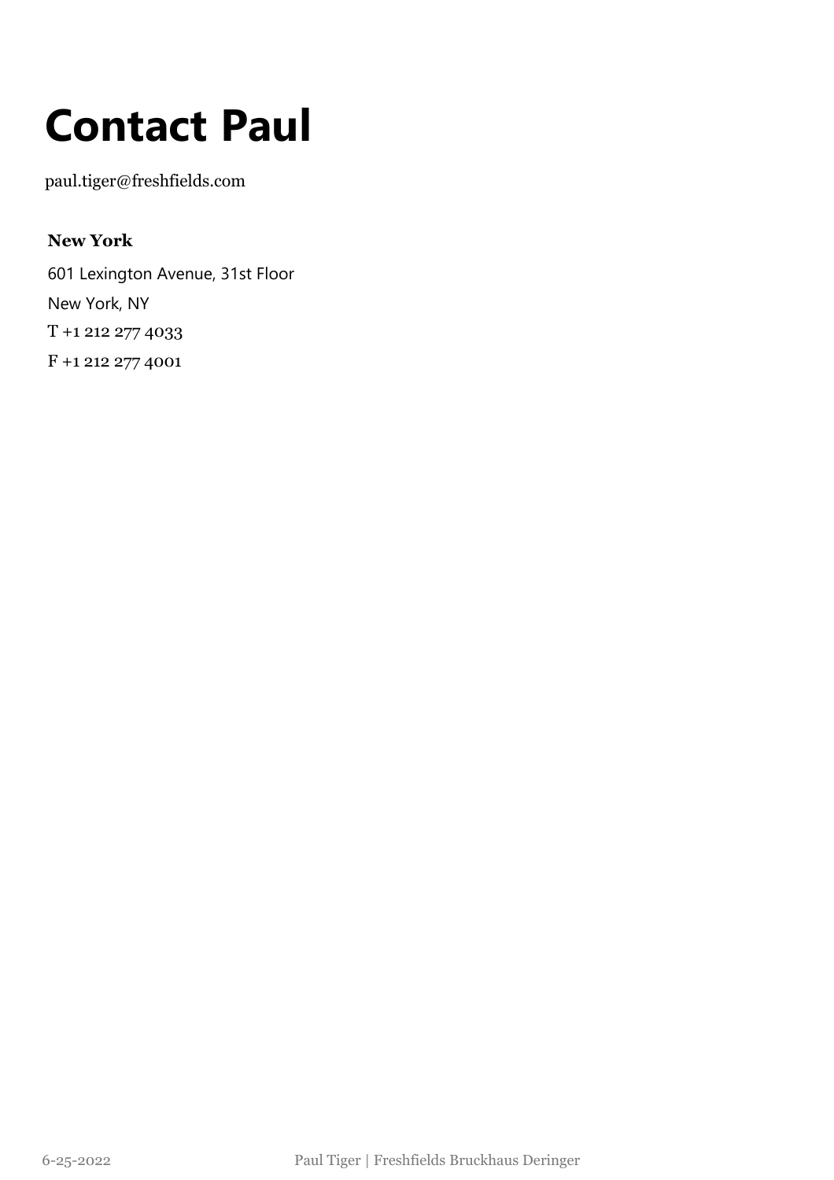# Contact Paul

paul.tiger@freshfields.com

**New York**

601 Lexington Avenue, 31st Floor

New York, NY

T +1 212 277 4033

F +1 212 277 4001